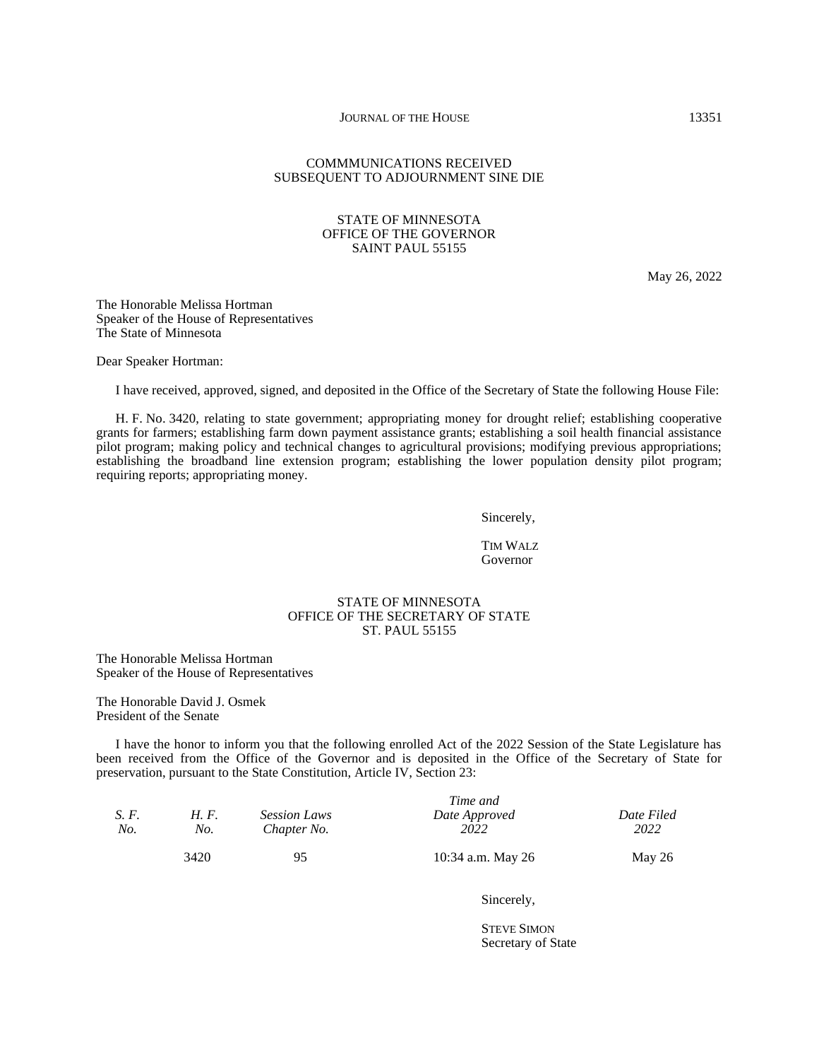## COMMMUNICATIONS RECEIVED SUBSEQUENT TO ADJOURNMENT SINE DIE

STATE OF MINNESOTA
OFFICE OF THE GOVERNOR
SAINT PAUL 55155

May 26, 2022

The Honorable Melissa Hortman
Speaker of the House of Representatives
The State of Minnesota

Dear Speaker Hortman:

I have received, approved, signed, and deposited in the Office of the Secretary of State the following House File:

H. F. No. 3420, relating to state government; appropriating money for drought relief; establishing cooperative grants for farmers; establishing farm down payment assistance grants; establishing a soil health financial assistance pilot program; making policy and technical changes to agricultural provisions; modifying previous appropriations; establishing the broadband line extension program; establishing the lower population density pilot program; requiring reports; appropriating money.

Sincerely,

TIM WALZ
Governor

STATE OF MINNESOTA
OFFICE OF THE SECRETARY OF STATE
ST. PAUL 55155

The Honorable Melissa Hortman
Speaker of the House of Representatives

The Honorable David J. Osmek
President of the Senate

I have the honor to inform you that the following enrolled Act of the 2022 Session of the State Legislature has been received from the Office of the Governor and is deposited in the Office of the Secretary of State for preservation, pursuant to the State Constitution, Article IV, Section 23:

| *S. F. No.* | *H. F. No.* | *Session Laws Chapter No.* | *Time and Date Approved 2022* | *Date Filed 2022* |
|---|---|---|---|---|
| | 3420 | 95 | 10:34 a.m. May 26 | May 26 |

Sincerely,

STEVE SIMON
Secretary of State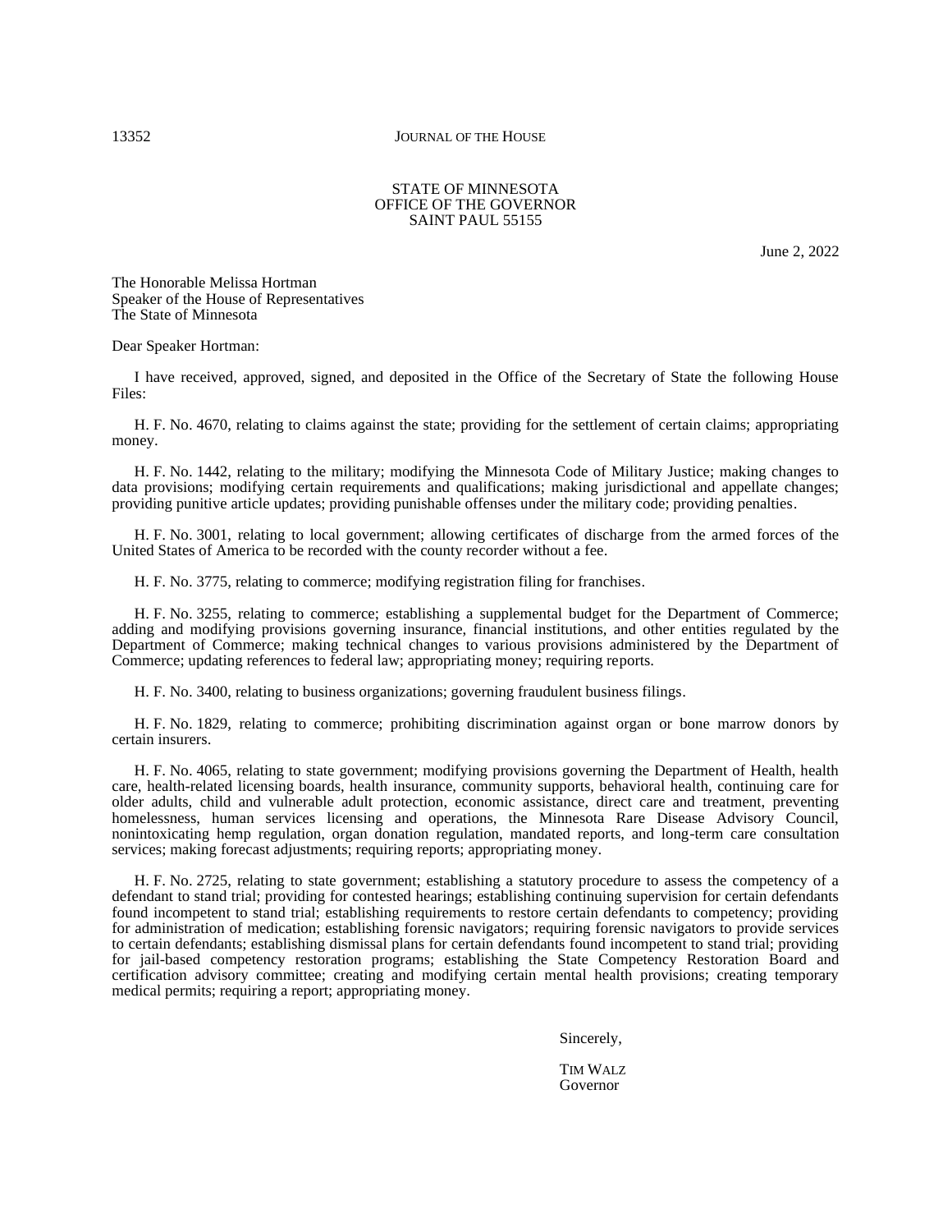STATE OF MINNESOTA
OFFICE OF THE GOVERNOR
SAINT PAUL 55155

June 2, 2022

The Honorable Melissa Hortman
Speaker of the House of Representatives
The State of Minnesota

Dear Speaker Hortman:

I have received, approved, signed, and deposited in the Office of the Secretary of State the following House Files:

H. F. No. 4670, relating to claims against the state; providing for the settlement of certain claims; appropriating money.

H. F. No. 1442, relating to the military; modifying the Minnesota Code of Military Justice; making changes to data provisions; modifying certain requirements and qualifications; making jurisdictional and appellate changes; providing punitive article updates; providing punishable offenses under the military code; providing penalties.

H. F. No. 3001, relating to local government; allowing certificates of discharge from the armed forces of the United States of America to be recorded with the county recorder without a fee.

H. F. No. 3775, relating to commerce; modifying registration filing for franchises.

H. F. No. 3255, relating to commerce; establishing a supplemental budget for the Department of Commerce; adding and modifying provisions governing insurance, financial institutions, and other entities regulated by the Department of Commerce; making technical changes to various provisions administered by the Department of Commerce; updating references to federal law; appropriating money; requiring reports.

H. F. No. 3400, relating to business organizations; governing fraudulent business filings.

H. F. No. 1829, relating to commerce; prohibiting discrimination against organ or bone marrow donors by certain insurers.

H. F. No. 4065, relating to state government; modifying provisions governing the Department of Health, health care, health-related licensing boards, health insurance, community supports, behavioral health, continuing care for older adults, child and vulnerable adult protection, economic assistance, direct care and treatment, preventing homelessness, human services licensing and operations, the Minnesota Rare Disease Advisory Council, nonintoxicating hemp regulation, organ donation regulation, mandated reports, and long-term care consultation services; making forecast adjustments; requiring reports; appropriating money.

H. F. No. 2725, relating to state government; establishing a statutory procedure to assess the competency of a defendant to stand trial; providing for contested hearings; establishing continuing supervision for certain defendants found incompetent to stand trial; establishing requirements to restore certain defendants to competency; providing for administration of medication; establishing forensic navigators; requiring forensic navigators to provide services to certain defendants; establishing dismissal plans for certain defendants found incompetent to stand trial; providing for jail-based competency restoration programs; establishing the State Competency Restoration Board and certification advisory committee; creating and modifying certain mental health provisions; creating temporary medical permits; requiring a report; appropriating money.

Sincerely,

TIM WALZ
Governor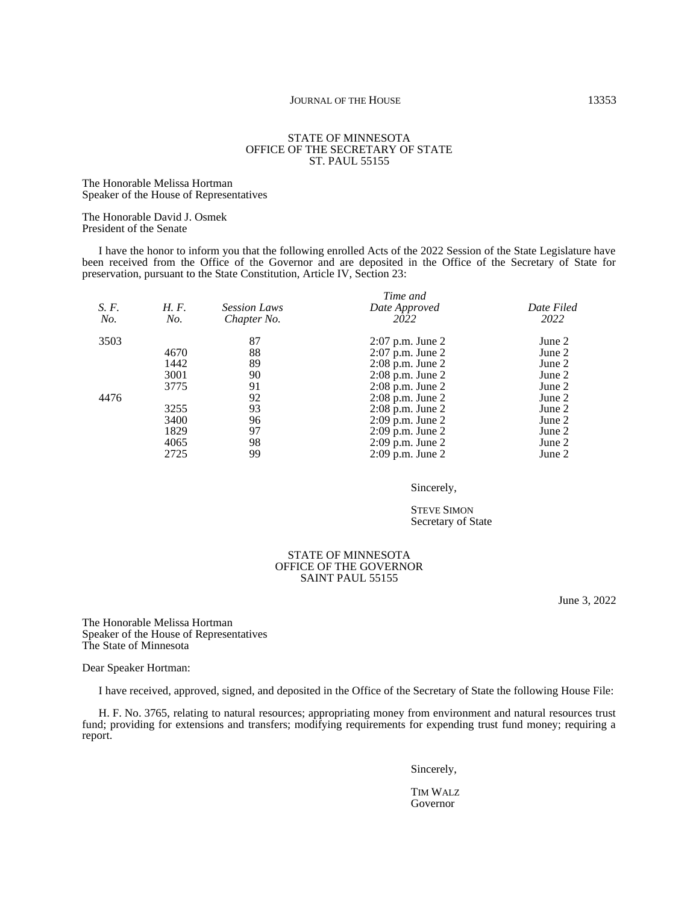STATE OF MINNESOTA
OFFICE OF THE SECRETARY OF STATE
ST. PAUL 55155

The Honorable Melissa Hortman
Speaker of the House of Representatives

The Honorable David J. Osmek
President of the Senate

I have the honor to inform you that the following enrolled Acts of the 2022 Session of the State Legislature have been received from the Office of the Governor and are deposited in the Office of the Secretary of State for preservation, pursuant to the State Constitution, Article IV, Section 23:

| *S. F. No.* | *H. F. No.* | *Session Laws Chapter No.* | *Time and Date Approved 2022* | *Date Filed 2022* |
|---|---|---|---|---|
| 3503 | | 87 | 2:07 p.m. June 2 | June 2 |
| | 4670 | 88 | 2:07 p.m. June 2 | June 2 |
| | 1442 | 89 | 2:08 p.m. June 2 | June 2 |
| | 3001 | 90 | 2:08 p.m. June 2 | June 2 |
| | 3775 | 91 | 2:08 p.m. June 2 | June 2 |
| 4476 | | 92 | 2:08 p.m. June 2 | June 2 |
| | 3255 | 93 | 2:08 p.m. June 2 | June 2 |
| | 3400 | 96 | 2:09 p.m. June 2 | June 2 |
| | 1829 | 97 | 2:09 p.m. June 2 | June 2 |
| | 4065 | 98 | 2:09 p.m. June 2 | June 2 |
| | 2725 | 99 | 2:09 p.m. June 2 | June 2 |

Sincerely,

STEVE SIMON
Secretary of State

STATE OF MINNESOTA
OFFICE OF THE GOVERNOR
SAINT PAUL 55155

June 3, 2022

The Honorable Melissa Hortman
Speaker of the House of Representatives
The State of Minnesota

Dear Speaker Hortman:

I have received, approved, signed, and deposited in the Office of the Secretary of State the following House File:

H. F. No. 3765, relating to natural resources; appropriating money from environment and natural resources trust fund; providing for extensions and transfers; modifying requirements for expending trust fund money; requiring a report.

Sincerely,

TIM WALZ
Governor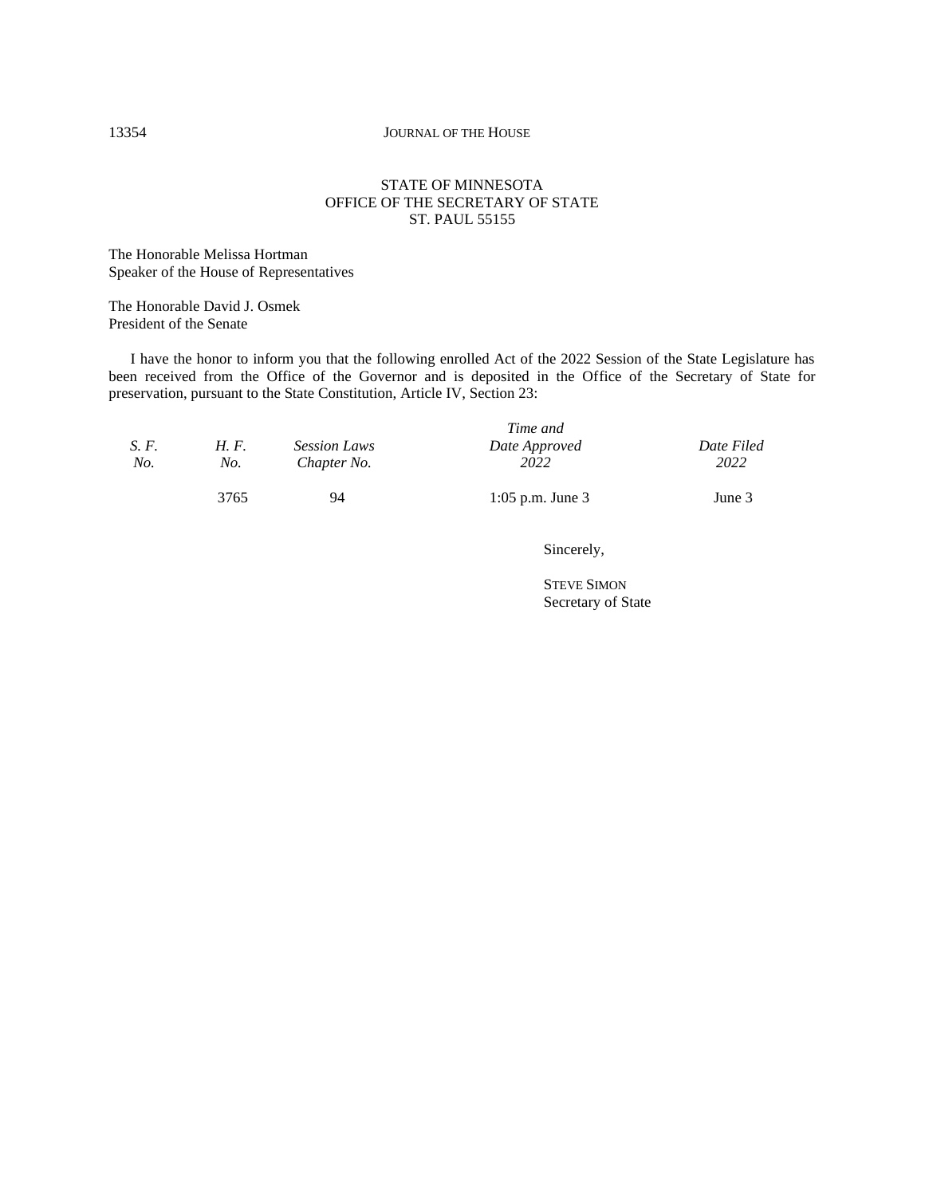STATE OF MINNESOTA
OFFICE OF THE SECRETARY OF STATE
ST. PAUL 55155

The Honorable Melissa Hortman
Speaker of the House of Representatives

The Honorable David J. Osmek
President of the Senate

I have the honor to inform you that the following enrolled Act of the 2022 Session of the State Legislature has been received from the Office of the Governor and is deposited in the Office of the Secretary of State for preservation, pursuant to the State Constitution, Article IV, Section 23:

| *S. F. No.* | *H. F. No.* | *Session Laws Chapter No.* | *Time and Date Approved 2022* | *Date Filed 2022* |
|---|---|---|---|---|
| | 3765 | 94 | 1:05 p.m. June 3 | June 3 |

Sincerely,

STEVE SIMON
Secretary of State